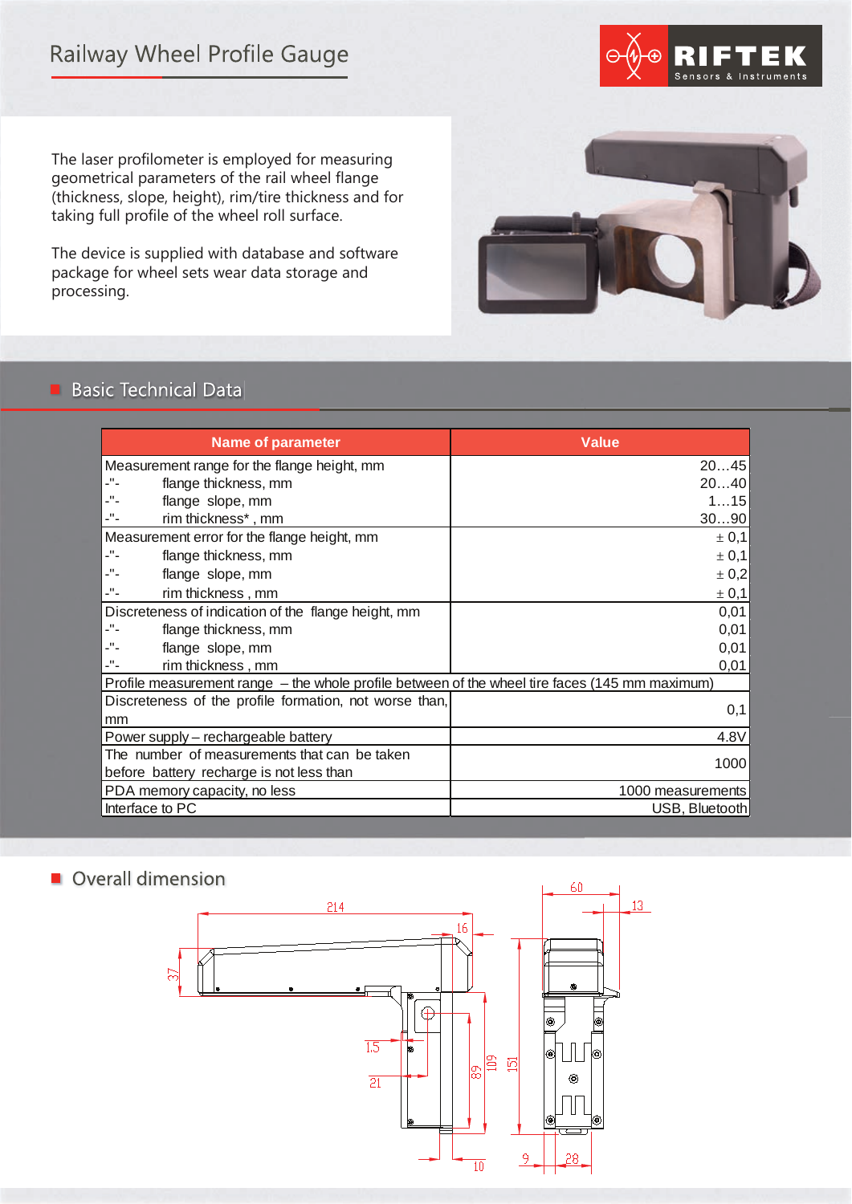# Railway Wheel Profile Gauge

RIFTEK Sensors & Instruments

The laser profilometer is employed for measuring geometrical parameters of the rail wheel flange (thickness, slope, height), rim/tire thickness and for taking full profile of the wheel roll surface.

The device is supplied with database and software package for wheel sets wear data storage and processing.

## Basic Technical Data

| Name of parameter | Value |
|---|---|
| Measurement range for the flange height, mm | 20…45 |
| -"- flange thickness, mm | 20…40 |
| -"- flange slope, mm | 1…15 |
| -"- rim thickness*, mm | 30…90 |
| Measurement error for the flange height, mm | ± 0,1 |
| -"- flange thickness, mm | ± 0,1 |
| -"- flange slope, mm | ± 0,2 |
| -"- rim thickness, mm | ± 0,1 |
| Discreteness of indication of the flange height, mm | 0,01 |
| -"- flange thickness, mm | 0,01 |
| -"- flange slope, mm | 0,01 |
| -"- rim thickness, mm | 0,01 |
| Profile measurement range – the whole profile between of the wheel tire faces (145 mm maximum) | |
| Discreteness of the profile formation, not worse than, mm | 0,1 |
| Power supply – rechargeable battery | 4.8V |
| The number of measurements that can be taken before battery recharge is not less than | 1000 |
| PDA memory capacity, no less | 1000 measurements |
| Interface to PC | USB, Bluetooth |

## Overall dimension

214, 16, 37, 15, 21, 89, 109, 151, 10, 60, 13, 9, 28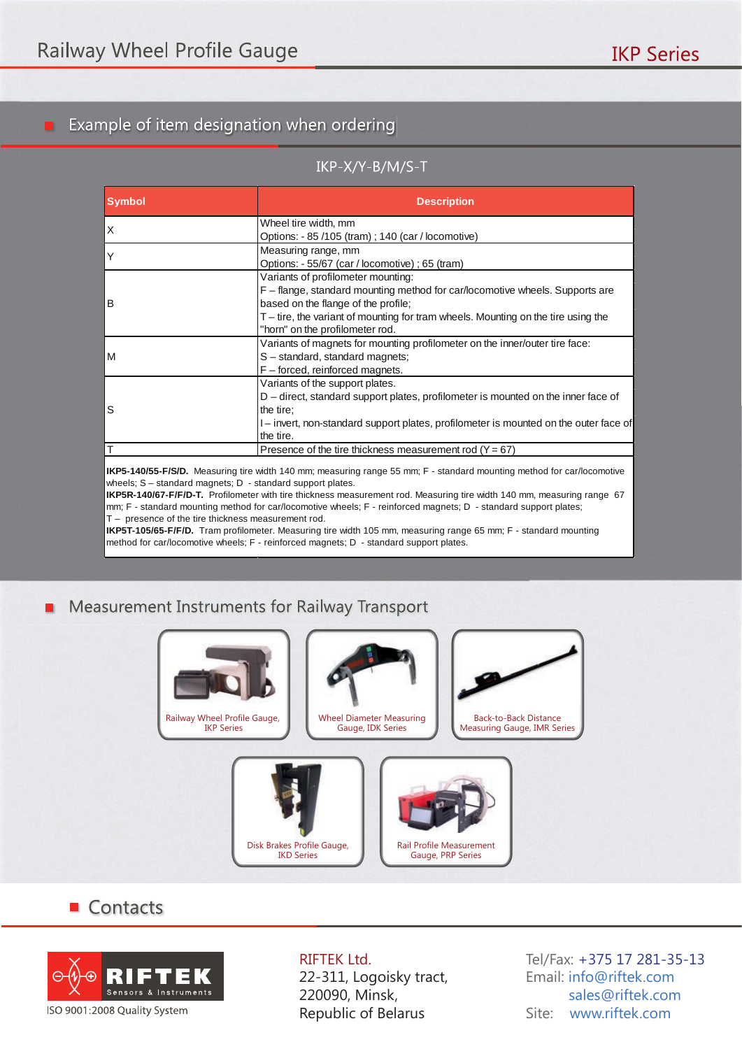## Example of item designation when ordering

IKP-X/Y-B/M/S-T

| Symbol | Description |
|---|---|
| X | Wheel tire width, mm<br>Options: - 85 /105 (tram) ; 140 (car / locomotive) |
| Y | Measuring range, mm<br>Options: - 55/67 (car / locomotive) ; 65 (tram) |
| B | Variants of profilometer mounting:<br>F – flange, standard mounting method for car/locomotive wheels. Supports are based on the flange of the profile;<br>T – tire, the variant of mounting for tram wheels. Mounting on the tire using the "horn" on the profilometer rod. |
| M | Variants of magnets for mounting profilometer on the inner/outer tire face:<br>S – standard, standard magnets;<br>F – forced, reinforced magnets. |
| S | Variants of the support plates.<br>D – direct, standard support plates, profilometer is mounted on the inner face of the tire;<br>I – invert, non-standard support plates, profilometer is mounted on the outer face of the tire. |
| T | Presence of the tire thickness measurement rod (Y = 67) |

**IKP5-140/55-F/S/D.** Measuring tire width 140 mm; measuring range 55 mm; F - standard mounting method for car/locomotive wheels; S – standard magnets; D - standard support plates.
**IKP5R-140/67-F/F/D-T.** Profilometer with tire thickness measurement rod. Measuring tire width 140 mm, measuring range 67 mm; F - standard mounting method for car/locomotive wheels; F - reinforced magnets; D - standard support plates;
T – presence of the tire thickness measurement rod.
**IKP5T-105/65-F/F/D.** Tram profilometer. Measuring tire width 105 mm, measuring range 65 mm; F - standard mounting method for car/locomotive wheels; F - reinforced magnets; D - standard support plates.

## Measurement Instruments for Railway Transport

Railway Wheel Profile Gauge, IKP Series

Wheel Diameter Measuring Gauge, IDK Series

Back-to-Back Distance Measuring Gauge, IMR Series

Disk Brakes Profile Gauge, IKD Series

Rail Profile Measurement Gauge, PRP Series

## Contacts

RIFTEK Sensors & Instruments

ISO 9001:2008 Quality System

RIFTEK Ltd.
22-311, Logoisky tract,
220090, Minsk,
Republic of Belarus

Tel/Fax: +375 17 281-35-13
Email: info@riftek.com
sales@riftek.com
Site: www.riftek.com